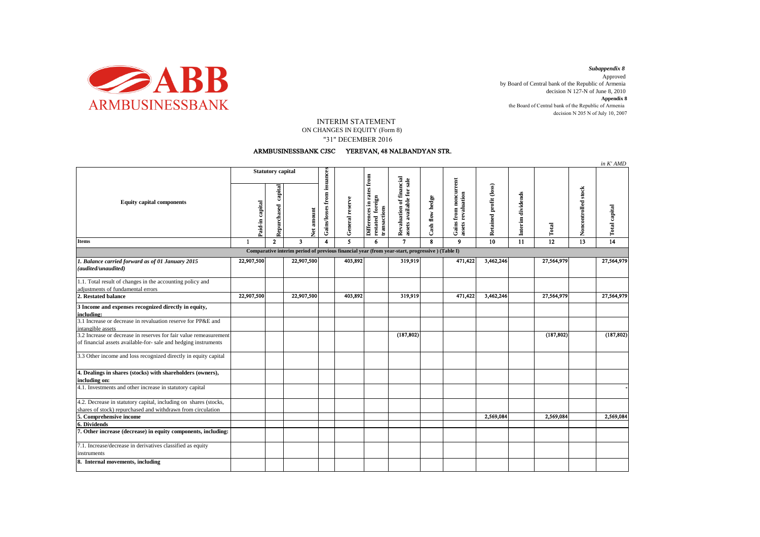*Subappendix 8*
Approved
by Board of Central bank of the Republic of Armenia
decision N 127-N of June 8, 2010
**Appendix 8**
the Board of Central bank of the Republic of Armenia
decision N 205 N of July 10, 2007

# INTERIM STATEMENT
## ON CHANGES IN EQUITY (Form 8)
## "31" DECEMBER 2016

### ARMBUSINESSBANK CJSC YEREVAN, 48 NALBANDYAN STR.

*in K' AMD*

| Equity capital components | Statutory capital | | | Gains/losses from issuances | General reserve | Differences in rates from restated foreign transactions | Revaluation of financial assets available for sale | Cash flow hedge | Gains from noncurrent assets revaluation | Retained profit (loss) | Interim dividends | Total | Noncontrolled stock | Total capital |
|---|---|---|---|---|---|---|---|---|---|---|---|---|---|---|
| | Paid-in capital | Repurchased capital | Net amount | | | | | | | | | | | |
| **Items** | 1 | 2 | 3 | 4 | 5 | 6 | 7 | 8 | 9 | 10 | 11 | 12 | 13 | 14 |
| **Comparative interim period of previous financial year (from year-start, progressive ) (Table I)** | | | | | | | | | | | | | | |
| ***1. Balance carried forward as of 01 January 2015 (audited/unaudited)*** | 22,907,500 | | 22,907,500 | | 403,892 | | 319,919 | | 471,422 | 3,462,246 | | 27,564,979 | | 27,564,979 |
| 1.1. Total result of changes in the accounting policy and adjustments of fundamental errors | | | | | | | | | | | | | | |
| **2. Restated balance** | 22,907,500 | | 22,907,500 | | 403,892 | | 319,919 | | 471,422 | 3,462,246 | | 27,564,979 | | 27,564,979 |
| **3 Income and expenses recognized directly in equity, including:** | | | | | | | | | | | | | | |
| 3.1 Increase or decrease in revaluation reserve for PP&E and intangible assets | | | | | | | | | | | | | | |
| 3.2 Increase or decrease in reserves for fair value remeasurement of financial assets available-for- sale and hedging instruments | | | | | | | (187,802) | | | | | (187,802) | | (187,802) |
| 3.3 Other income and loss recognized directly in equity capital | | | | | | | | | | | | | | |
| **4. Dealings in shares (stocks) with shareholders (owners), including on:** | | | | | | | | | | | | | | |
| 4.1. Investments and other increase in statutory capital | | | | | | | | | | | | | | - |
| 4.2. Decrease in statutory capital, including on shares (stocks, shares of stock) repurchased and withdrawn from circulation | | | | | | | | | | | | | | |
| **5. Comprehensive income** | | | | | | | | | | 2,569,084 | | 2,569,084 | | 2,569,084 |
| **6. Dividends** | | | | | | | | | | | | | | |
| **7. Other increase (decrease) in equity components, including:** | | | | | | | | | | | | | | |
| 7.1. Increase/decrease in derivatives classified as equity instruments | | | | | | | | | | | | | | |
| **8. Internal movements, including** | | | | | | | | | | | | | | |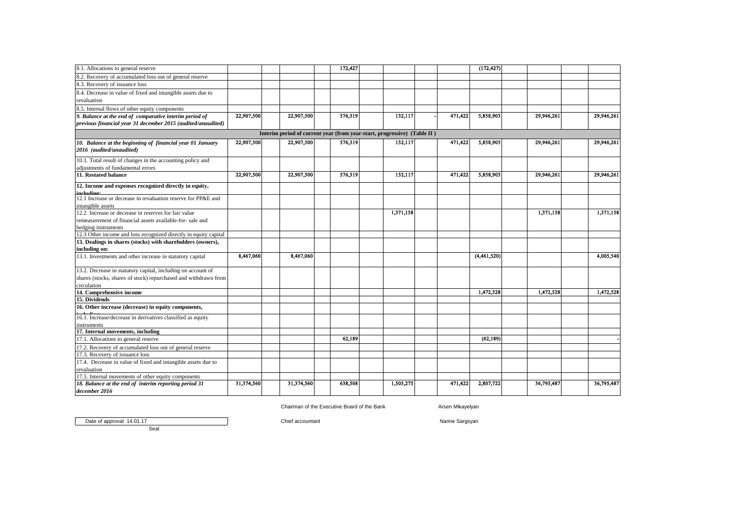| | | | | | | | | | | | | | | |
|---|---|---|---|---|---|---|---|---|---|---|---|---|---|---|
| 8.1. Allocations to general reserve | | | | | 172,427 | | | | | (172,427) | | | | |
| 8.2. Recovery of accumulated loss out of general reserve | | | | | | | | | | | | | | |
| 8.3. Recovery of issuance loss | | | | | | | | | | | | | | |
| 8.4. Decrease in value of fixed and intangible assets due to revaluation | | | | | | | | | | | | | | |
| 8.5. Internal flows of other equity components | | | | | | | | | | | | | | |
| *9. Balance at the end of comparative interim period of previous financial year 31 december 2015 (audited/anaudited)* | 22,907,500 | | 22,907,500 | | 576,319 | | 132,117 | - | 471,422 | 5,858,903 | | 29,946,261 | | 29,946,261 |
| **Interim period of current year (from year-start, progressive) (Table II )** | | | | | | | | | | | | | | |
| *10. Balance at the beginning of financial year 01 January 2016 (audited/unaudited)* | 22,907,500 | | 22,907,500 | | 576,319 | | 132,117 | | 471,422 | 5,858,903 | | 29,946,261 | | 29,946,261 |
| 10.1. Total result of changes in the accounting policy and adjustments of fundamental errors | | | | | | | | | | | | | | |
| **11. Restated balance** | 22,907,500 | | 22,907,500 | | 576,319 | | 132,117 | | 471,422 | 5,858,903 | | 29,946,261 | | 29,946,261 |
| **12. Income and expenses recognized directly in equity, including:** | | | | | | | | | | | | | | |
| 12.1 Increase or decrease in revaluation reserve for PP&E and intangible assets | | | | | | | | | | | | | | |
| 12.2 Increase or decrease in reserves for fair value remeasurement of financial assets available-for- sale and hedging instruments | | | | | | | 1,371,158 | | | | | 1,371,158 | | 1,371,158 |
| 12.3 Other income and loss recognized directly in equity capital | | | | | | | | | | | | | | |
| **13. Dealings in shares (stocks) with shareholders (owners), including on:** | | | | | | | | | | | | | | |
| 13.1. Investments and other increase in statutory capital | 8,467,060 | | 8,467,060 | | | | | | | (4,461,520) | | | | 4,005,540 |
| 13.2. Decrease in statutory capital, including on account of shares (stocks, shares of stock) repurchased and withdrawn from circulation | | | | | | | | | | | | | | |
| **14. Comprehensive income** | | | | | | | | | | 1,472,528 | | 1,472,528 | | 1,472,528 |
| **15. Dividends** | | | | | | | | | | | | | | |
| **16. Other increase (decrease) in equity components, including:** | | | | | | | | | | | | | | |
| 16.1. Increase/decrease in derivatives classified as equity instruments | | | | | | | | | | | | | | |
| **17. Internal movements, including** | | | | | | | | | | | | | | |
| 17.1. Allocations to general reserve | | | | | 62,189 | | | | | (62,189) | | | | - |
| 17.2. Recovery of accumulated loss out of general reserve | | | | | | | | | | | | | | |
| 17.3. Recovery of issuance loss | | | | | | | | | | | | | | |
| 17.4. Decrease in value of fixed and intangible assets due to revaluation | | | | | | | | | | | | | | |
| 17.5. Internal movements of other equity components | | | | | | | | | | | | | | |
| *18. Balance at the end of interim reporting period 31 december 2016* | 31,374,560 | | 31,374,560 | | 638,508 | | 1,503,275 | | 471,422 | 2,807,722 | | 36,795,487 | | 36,795,487 |

Chairman of the Executive Board of the Bank — Arsen Mikayelyan

Date of approval 14.01.17

Chief accountant — Narine Sargsyan

Seal